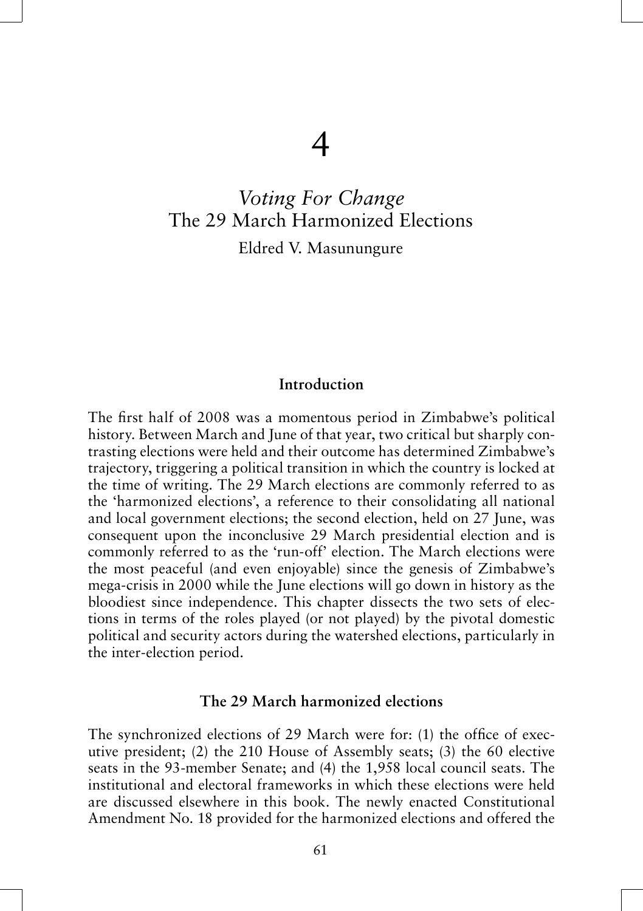# 4

## *Voting For Change*
## The 29 March Harmonized Elections

Eldred V. Masunungure

### Introduction

The first half of 2008 was a momentous period in Zimbabwe's political history. Between March and June of that year, two critical but sharply contrasting elections were held and their outcome has determined Zimbabwe's trajectory, triggering a political transition in which the country is locked at the time of writing. The 29 March elections are commonly referred to as the 'harmonized elections', a reference to their consolidating all national and local government elections; the second election, held on 27 June, was consequent upon the inconclusive 29 March presidential election and is commonly referred to as the 'run-off' election. The March elections were the most peaceful (and even enjoyable) since the genesis of Zimbabwe's mega-crisis in 2000 while the June elections will go down in history as the bloodiest since independence. This chapter dissects the two sets of elections in terms of the roles played (or not played) by the pivotal domestic political and security actors during the watershed elections, particularly in the inter-election period.

### The 29 March harmonized elections

The synchronized elections of 29 March were for: (1) the office of executive president; (2) the 210 House of Assembly seats; (3) the 60 elective seats in the 93-member Senate; and (4) the 1,958 local council seats. The institutional and electoral frameworks in which these elections were held are discussed elsewhere in this book. The newly enacted Constitutional Amendment No. 18 provided for the harmonized elections and offered the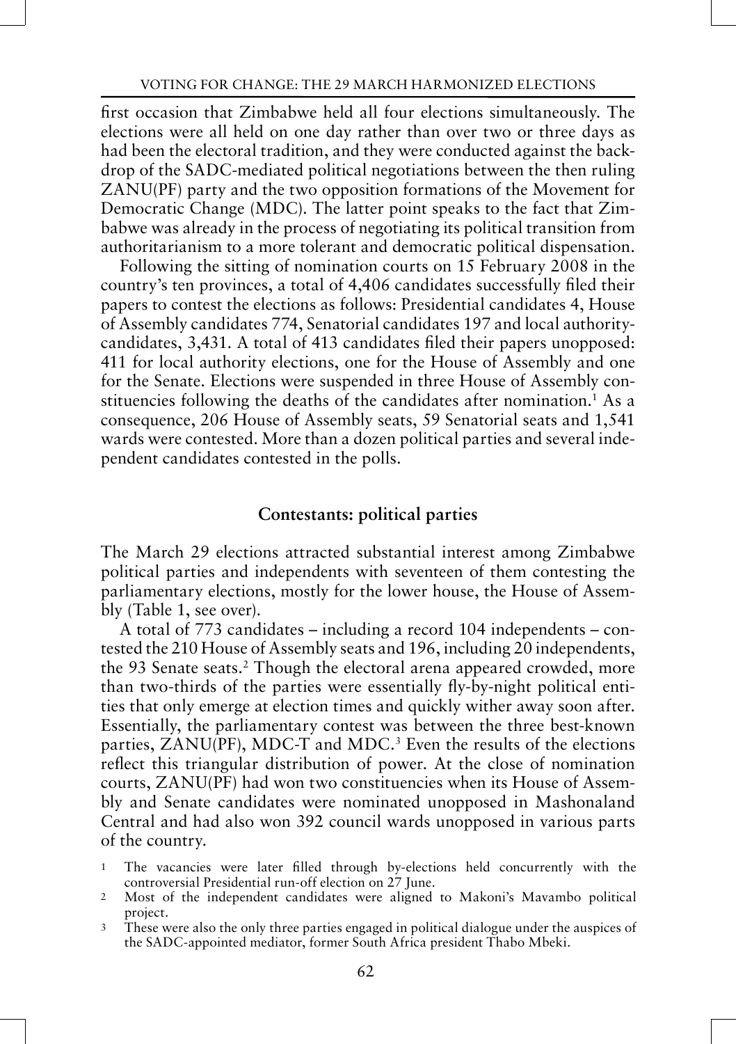first occasion that Zimbabwe held all four elections simultaneously. The elections were all held on one day rather than over two or three days as had been the electoral tradition, and they were conducted against the backdrop of the SADC-mediated political negotiations between the then ruling ZANU(PF) party and the two opposition formations of the Movement for Democratic Change (MDC). The latter point speaks to the fact that Zimbabwe was already in the process of negotiating its political transition from authoritarianism to a more tolerant and democratic political dispensation.

Following the sitting of nomination courts on 15 February 2008 in the country's ten provinces, a total of 4,406 candidates successfully filed their papers to contest the elections as follows: Presidential candidates 4, House of Assembly candidates 774, Senatorial candidates 197 and local authority-candidates, 3,431. A total of 413 candidates filed their papers unopposed: 411 for local authority elections, one for the House of Assembly and one for the Senate. Elections were suspended in three House of Assembly constituencies following the deaths of the candidates after nomination.[1] As a consequence, 206 House of Assembly seats, 59 Senatorial seats and 1,541 wards were contested. More than a dozen political parties and several independent candidates contested in the polls.

## Contestants: political parties

The March 29 elections attracted substantial interest among Zimbabwe political parties and independents with seventeen of them contesting the parliamentary elections, mostly for the lower house, the House of Assembly (Table 1, see over).

A total of 773 candidates – including a record 104 independents – contested the 210 House of Assembly seats and 196, including 20 independents, the 93 Senate seats.[2] Though the electoral arena appeared crowded, more than two-thirds of the parties were essentially fly-by-night political entities that only emerge at election times and quickly wither away soon after. Essentially, the parliamentary contest was between the three best-known parties, ZANU(PF), MDC-T and MDC.[3] Even the results of the elections reflect this triangular distribution of power. At the close of nomination courts, ZANU(PF) had won two constituencies when its House of Assembly and Senate candidates were nominated unopposed in Mashonaland Central and had also won 392 council wards unopposed in various parts of the country.

1 The vacancies were later filled through by-elections held concurrently with the controversial Presidential run-off election on 27 June.

2 Most of the independent candidates were aligned to Makoni's Mavambo political project.

3 These were also the only three parties engaged in political dialogue under the auspices of the SADC-appointed mediator, former South Africa president Thabo Mbeki.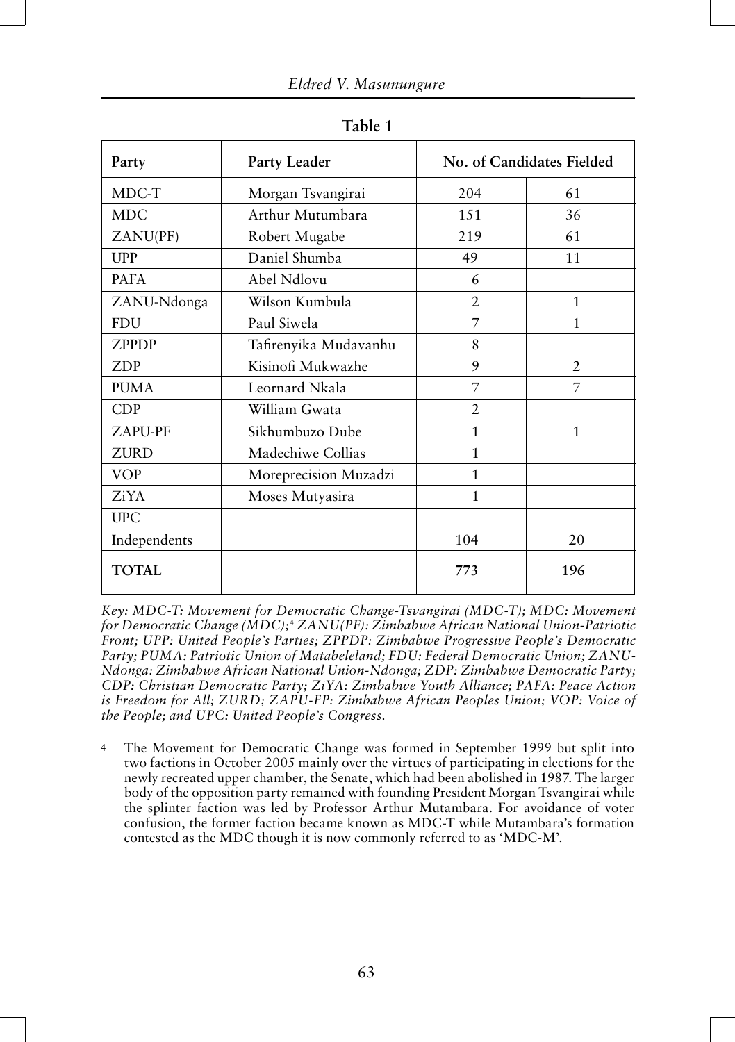**Table 1**

| Party | Party Leader | No. of Candidates Fielded | |
|---|---|---|---|
| MDC-T | Morgan Tsvangirai | 204 | 61 |
| MDC | Arthur Mutumbara | 151 | 36 |
| ZANU(PF) | Robert Mugabe | 219 | 61 |
| UPP | Daniel Shumba | 49 | 11 |
| PAFA | Abel Ndlovu | 6 | |
| ZANU-Ndonga | Wilson Kumbula | 2 | 1 |
| FDU | Paul Siwela | 7 | 1 |
| ZPPDP | Tafirenyika Mudavanhu | 8 | |
| ZDP | Kisinofi Mukwazhe | 9 | 2 |
| PUMA | Leornard Nkala | 7 | 7 |
| CDP | William Gwata | 2 | |
| ZAPU-PF | Sikhumbuzo Dube | 1 | 1 |
| ZURD | Madechiwe Collias | 1 | |
| VOP | Moreprecision Muzadzi | 1 | |
| ZiYA | Moses Mutyasira | 1 | |
| UPC | | | |
| Independents | | 104 | 20 |
| **TOTAL** | | **773** | **196** |

*Key: MDC-T: Movement for Democratic Change-Tsvangirai (MDC-T); MDC: Movement for Democratic Change (MDC);*[4] *ZANU(PF): Zimbabwe African National Union-Patriotic Front; UPP: United People's Parties; ZPPDP: Zimbabwe Progressive People's Democratic Party; PUMA: Patriotic Union of Matabeleland; FDU: Federal Democratic Union; ZANU-Ndonga: Zimbabwe African National Union-Ndonga; ZDP: Zimbabwe Democratic Party; CDP: Christian Democratic Party; ZiYA: Zimbabwe Youth Alliance; PAFA: Peace Action is Freedom for All; ZURD; ZAPU-FP: Zimbabwe African Peoples Union; VOP: Voice of the People; and UPC: United People's Congress.*

[4] The Movement for Democratic Change was formed in September 1999 but split into two factions in October 2005 mainly over the virtues of participating in elections for the newly recreated upper chamber, the Senate, which had been abolished in 1987. The larger body of the opposition party remained with founding President Morgan Tsvangirai while the splinter faction was led by Professor Arthur Mutambara. For avoidance of voter confusion, the former faction became known as MDC-T while Mutambara's formation contested as the MDC though it is now commonly referred to as 'MDC-M'.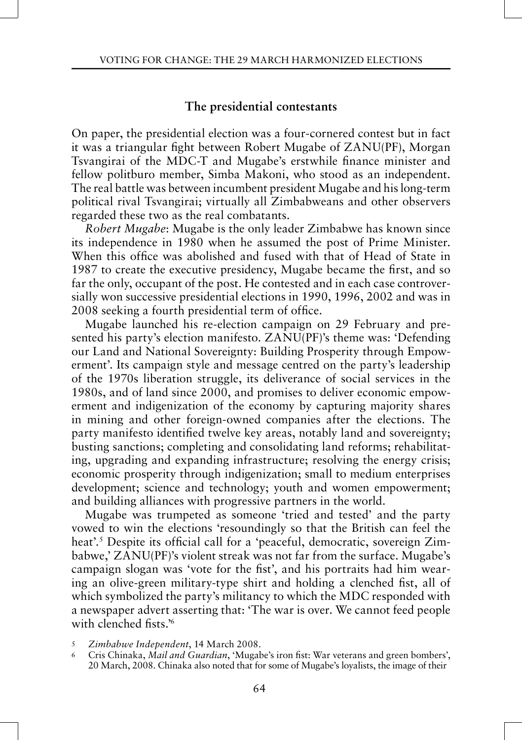## The presidential contestants

On paper, the presidential election was a four-cornered contest but in fact it was a triangular fight between Robert Mugabe of ZANU(PF), Morgan Tsvangirai of the MDC-T and Mugabe's erstwhile finance minister and fellow politburo member, Simba Makoni, who stood as an independent. The real battle was between incumbent president Mugabe and his long-term political rival Tsvangirai; virtually all Zimbabweans and other observers regarded these two as the real combatants.

*Robert Mugabe*: Mugabe is the only leader Zimbabwe has known since its independence in 1980 when he assumed the post of Prime Minister. When this office was abolished and fused with that of Head of State in 1987 to create the executive presidency, Mugabe became the first, and so far the only, occupant of the post. He contested and in each case controversially won successive presidential elections in 1990, 1996, 2002 and was in 2008 seeking a fourth presidential term of office.

Mugabe launched his re-election campaign on 29 February and presented his party's election manifesto. ZANU(PF)'s theme was: 'Defending our Land and National Sovereignty: Building Prosperity through Empowerment'. Its campaign style and message centred on the party's leadership of the 1970s liberation struggle, its deliverance of social services in the 1980s, and of land since 2000, and promises to deliver economic empowerment and indigenization of the economy by capturing majority shares in mining and other foreign-owned companies after the elections. The party manifesto identified twelve key areas, notably land and sovereignty; busting sanctions; completing and consolidating land reforms; rehabilitating, upgrading and expanding infrastructure; resolving the energy crisis; economic prosperity through indigenization; small to medium enterprises development; science and technology; youth and women empowerment; and building alliances with progressive partners in the world.

Mugabe was trumpeted as someone 'tried and tested' and the party vowed to win the elections 'resoundingly so that the British can feel the heat'.[5] Despite its official call for a 'peaceful, democratic, sovereign Zimbabwe,' ZANU(PF)'s violent streak was not far from the surface. Mugabe's campaign slogan was 'vote for the fist', and his portraits had him wearing an olive-green military-type shirt and holding a clenched fist, all of which symbolized the party's militancy to which the MDC responded with a newspaper advert asserting that: 'The war is over. We cannot feed people with clenched fists.'[6]

[5] *Zimbabwe Independent*, 14 March 2008.

[6] Cris Chinaka, *Mail and Guardian*, 'Mugabe's iron fist: War veterans and green bombers', 20 March, 2008. Chinaka also noted that for some of Mugabe's loyalists, the image of their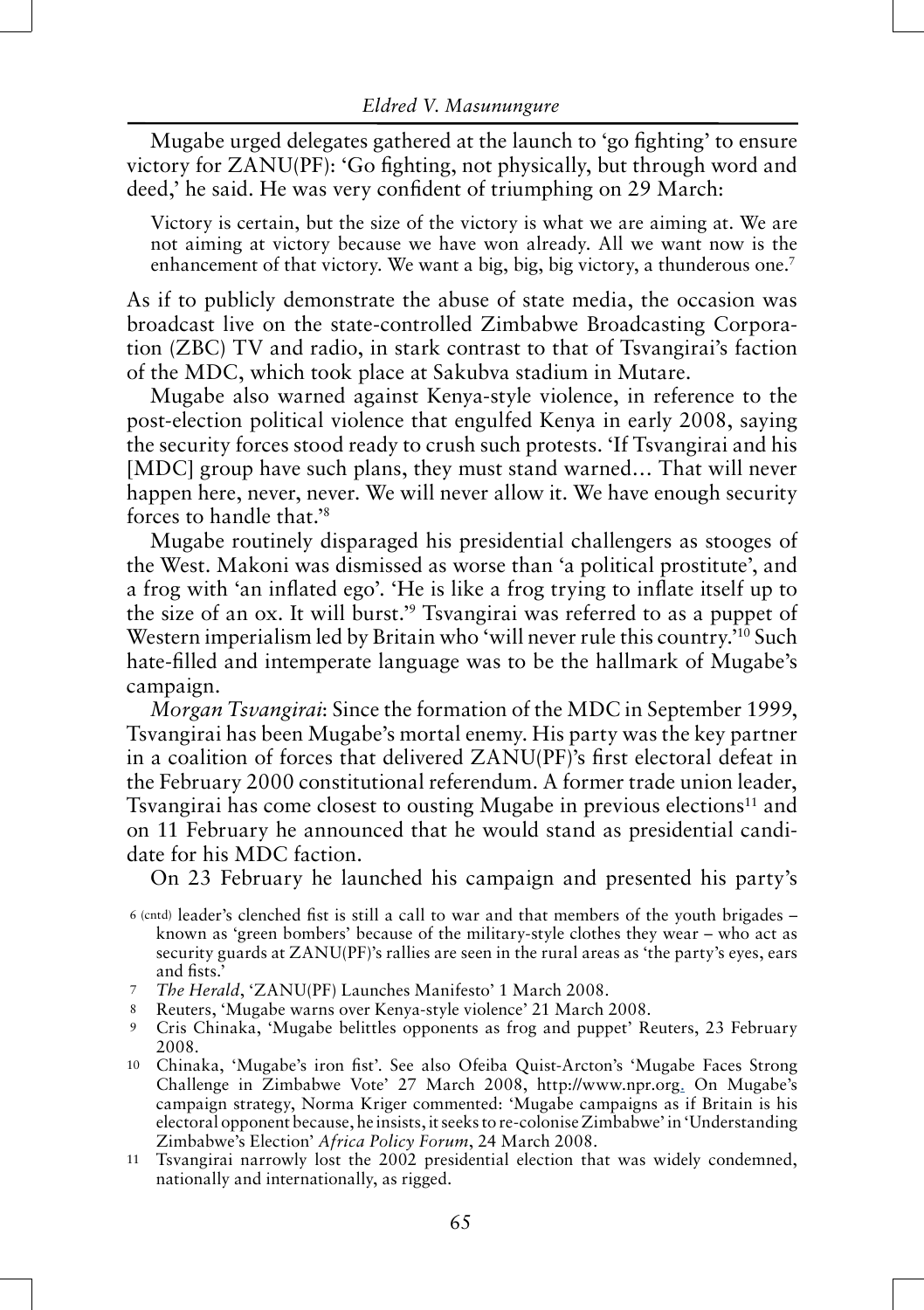Mugabe urged delegates gathered at the launch to 'go fighting' to ensure victory for ZANU(PF): 'Go fighting, not physically, but through word and deed,' he said. He was very confident of triumphing on 29 March:

> Victory is certain, but the size of the victory is what we are aiming at. We are not aiming at victory because we have won already. All we want now is the enhancement of that victory. We want a big, big, big victory, a thunderous one.[7]

As if to publicly demonstrate the abuse of state media, the occasion was broadcast live on the state-controlled Zimbabwe Broadcasting Corporation (ZBC) TV and radio, in stark contrast to that of Tsvangirai's faction of the MDC, which took place at Sakubva stadium in Mutare.

Mugabe also warned against Kenya-style violence, in reference to the post-election political violence that engulfed Kenya in early 2008, saying the security forces stood ready to crush such protests. 'If Tsvangirai and his [MDC] group have such plans, they must stand warned… That will never happen here, never, never. We will never allow it. We have enough security forces to handle that.'[8]

Mugabe routinely disparaged his presidential challengers as stooges of the West. Makoni was dismissed as worse than 'a political prostitute', and a frog with 'an inflated ego'. 'He is like a frog trying to inflate itself up to the size of an ox. It will burst.'[9] Tsvangirai was referred to as a puppet of Western imperialism led by Britain who 'will never rule this country.'[10] Such hate-filled and intemperate language was to be the hallmark of Mugabe's campaign.

*Morgan Tsvangirai*: Since the formation of the MDC in September 1999, Tsvangirai has been Mugabe's mortal enemy. His party was the key partner in a coalition of forces that delivered ZANU(PF)'s first electoral defeat in the February 2000 constitutional referendum. A former trade union leader, Tsvangirai has come closest to ousting Mugabe in previous elections[11] and on 11 February he announced that he would stand as presidential candidate for his MDC faction.

On 23 February he launched his campaign and presented his party's

---

6 (cntd) leader's clenched fist is still a call to war and that members of the youth brigades – known as 'green bombers' because of the military-style clothes they wear – who act as security guards at ZANU(PF)'s rallies are seen in the rural areas as 'the party's eyes, ears and fists.'

7 *The Herald*, 'ZANU(PF) Launches Manifesto' 1 March 2008.

8 Reuters, 'Mugabe warns over Kenya-style violence' 21 March 2008.

9 Cris Chinaka, 'Mugabe belittles opponents as frog and puppet' Reuters, 23 February 2008.

10 Chinaka, 'Mugabe's iron fist'. See also Ofeiba Quist-Arcton's 'Mugabe Faces Strong Challenge in Zimbabwe Vote' 27 March 2008, http://www.npr.org. On Mugabe's campaign strategy, Norma Kriger commented: 'Mugabe campaigns as if Britain is his electoral opponent because, he insists, it seeks to re-colonise Zimbabwe' in 'Understanding Zimbabwe's Election' *Africa Policy Forum*, 24 March 2008.

11 Tsvangirai narrowly lost the 2002 presidential election that was widely condemned, nationally and internationally, as rigged.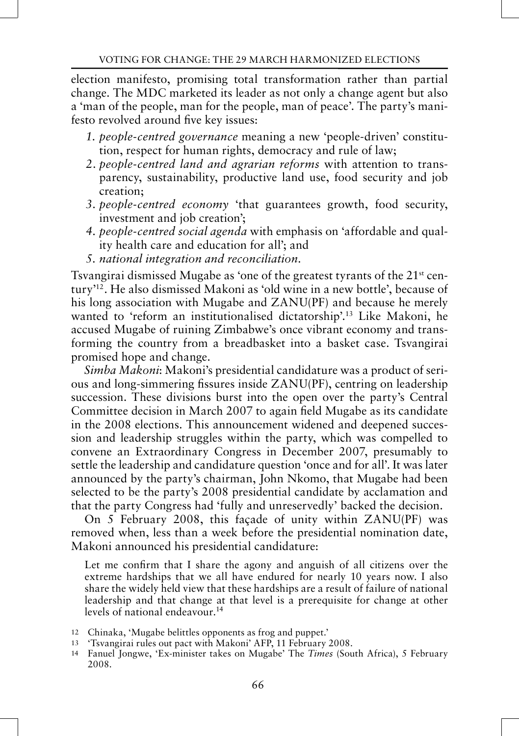election manifesto, promising total transformation rather than partial change. The MDC marketed its leader as not only a change agent but also a 'man of the people, man for the people, man of peace'. The party's manifesto revolved around five key issues:

1. *people-centred governance* meaning a new 'people-driven' constitution, respect for human rights, democracy and rule of law;
2. *people-centred land and agrarian reforms* with attention to transparency, sustainability, productive land use, food security and job creation;
3. *people-centred economy* 'that guarantees growth, food security, investment and job creation';
4. *people-centred social agenda* with emphasis on 'affordable and quality health care and education for all'; and
5. *national integration and reconciliation.*

Tsvangirai dismissed Mugabe as 'one of the greatest tyrants of the 21st century'[12]. He also dismissed Makoni as 'old wine in a new bottle', because of his long association with Mugabe and ZANU(PF) and because he merely wanted to 'reform an institutionalised dictatorship'.[13] Like Makoni, he accused Mugabe of ruining Zimbabwe's once vibrant economy and transforming the country from a breadbasket into a basket case. Tsvangirai promised hope and change.

*Simba Makoni*: Makoni's presidential candidature was a product of serious and long-simmering fissures inside ZANU(PF), centring on leadership succession. These divisions burst into the open over the party's Central Committee decision in March 2007 to again field Mugabe as its candidate in the 2008 elections. This announcement widened and deepened succession and leadership struggles within the party, which was compelled to convene an Extraordinary Congress in December 2007, presumably to settle the leadership and candidature question 'once and for all'. It was later announced by the party's chairman, John Nkomo, that Mugabe had been selected to be the party's 2008 presidential candidate by acclamation and that the party Congress had 'fully and unreservedly' backed the decision.

On 5 February 2008, this façade of unity within ZANU(PF) was removed when, less than a week before the presidential nomination date, Makoni announced his presidential candidature:

> Let me confirm that I share the agony and anguish of all citizens over the extreme hardships that we all have endured for nearly 10 years now. I also share the widely held view that these hardships are a result of failure of national leadership and that change at that level is a prerequisite for change at other levels of national endeavour.[14]

---

12 Chinaka, 'Mugabe belittles opponents as frog and puppet.'

13 'Tsvangirai rules out pact with Makoni' AFP, 11 February 2008.

14 Fanuel Jongwe, 'Ex-minister takes on Mugabe' The *Times* (South Africa), 5 February 2008.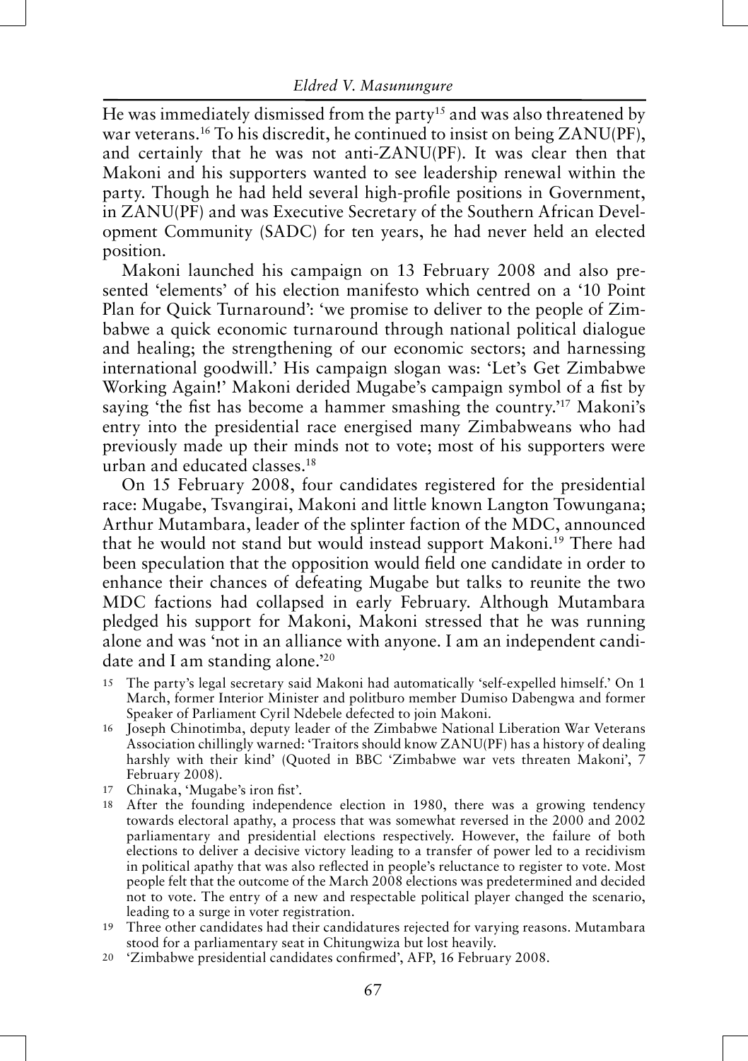He was immediately dismissed from the party[15] and was also threatened by war veterans.[16] To his discredit, he continued to insist on being ZANU(PF), and certainly that he was not anti-ZANU(PF). It was clear then that Makoni and his supporters wanted to see leadership renewal within the party. Though he had held several high-profile positions in Government, in ZANU(PF) and was Executive Secretary of the Southern African Development Community (SADC) for ten years, he had never held an elected position.

Makoni launched his campaign on 13 February 2008 and also presented 'elements' of his election manifesto which centred on a '10 Point Plan for Quick Turnaround': 'we promise to deliver to the people of Zimbabwe a quick economic turnaround through national political dialogue and healing; the strengthening of our economic sectors; and harnessing international goodwill.' His campaign slogan was: 'Let's Get Zimbabwe Working Again!' Makoni derided Mugabe's campaign symbol of a fist by saying 'the fist has become a hammer smashing the country.'[17] Makoni's entry into the presidential race energised many Zimbabweans who had previously made up their minds not to vote; most of his supporters were urban and educated classes.[18]

On 15 February 2008, four candidates registered for the presidential race: Mugabe, Tsvangirai, Makoni and little known Langton Towungana; Arthur Mutambara, leader of the splinter faction of the MDC, announced that he would not stand but would instead support Makoni.[19] There had been speculation that the opposition would field one candidate in order to enhance their chances of defeating Mugabe but talks to reunite the two MDC factions had collapsed in early February. Although Mutambara pledged his support for Makoni, Makoni stressed that he was running alone and was 'not in an alliance with anyone. I am an independent candidate and I am standing alone.'[20]

15 The party's legal secretary said Makoni had automatically 'self-expelled himself.' On 1 March, former Interior Minister and politburo member Dumiso Dabengwa and former Speaker of Parliament Cyril Ndebele defected to join Makoni.

16 Joseph Chinotimba, deputy leader of the Zimbabwe National Liberation War Veterans Association chillingly warned: 'Traitors should know ZANU(PF) has a history of dealing harshly with their kind' (Quoted in BBC 'Zimbabwe war vets threaten Makoni', 7 February 2008).

17 Chinaka, 'Mugabe's iron fist'.

18 After the founding independence election in 1980, there was a growing tendency towards electoral apathy, a process that was somewhat reversed in the 2000 and 2002 parliamentary and presidential elections respectively. However, the failure of both elections to deliver a decisive victory leading to a transfer of power led to a recidivism in political apathy that was also reflected in people's reluctance to register to vote. Most people felt that the outcome of the March 2008 elections was predetermined and decided not to vote. The entry of a new and respectable political player changed the scenario, leading to a surge in voter registration.

19 Three other candidates had their candidatures rejected for varying reasons. Mutambara stood for a parliamentary seat in Chitungwiza but lost heavily.

20 'Zimbabwe presidential candidates confirmed', AFP, 16 February 2008.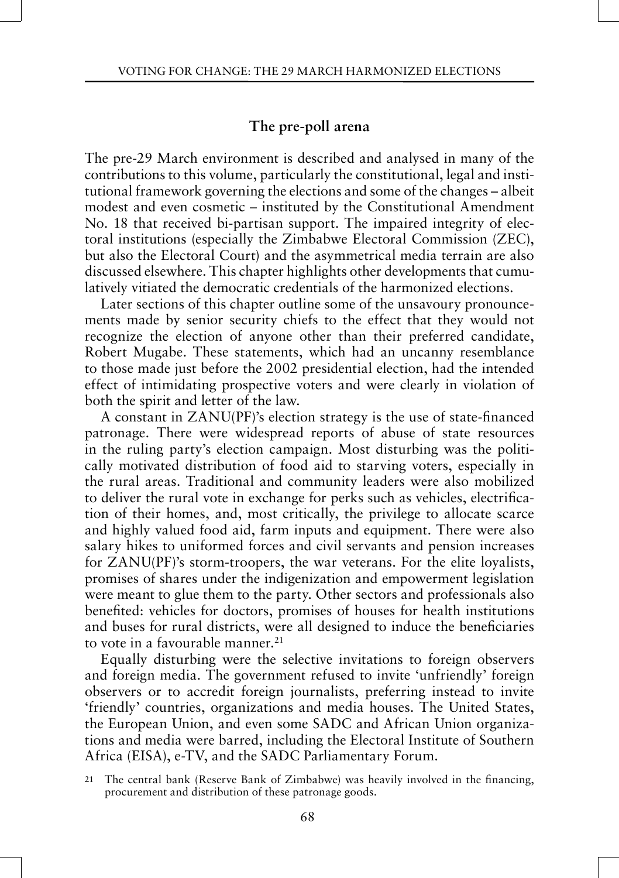## The pre-poll arena

The pre-29 March environment is described and analysed in many of the contributions to this volume, particularly the constitutional, legal and institutional framework governing the elections and some of the changes – albeit modest and even cosmetic – instituted by the Constitutional Amendment No. 18 that received bi-partisan support. The impaired integrity of electoral institutions (especially the Zimbabwe Electoral Commission (ZEC), but also the Electoral Court) and the asymmetrical media terrain are also discussed elsewhere. This chapter highlights other developments that cumulatively vitiated the democratic credentials of the harmonized elections.

Later sections of this chapter outline some of the unsavoury pronouncements made by senior security chiefs to the effect that they would not recognize the election of anyone other than their preferred candidate, Robert Mugabe. These statements, which had an uncanny resemblance to those made just before the 2002 presidential election, had the intended effect of intimidating prospective voters and were clearly in violation of both the spirit and letter of the law.

A constant in ZANU(PF)'s election strategy is the use of state-financed patronage. There were widespread reports of abuse of state resources in the ruling party's election campaign. Most disturbing was the politically motivated distribution of food aid to starving voters, especially in the rural areas. Traditional and community leaders were also mobilized to deliver the rural vote in exchange for perks such as vehicles, electrification of their homes, and, most critically, the privilege to allocate scarce and highly valued food aid, farm inputs and equipment. There were also salary hikes to uniformed forces and civil servants and pension increases for ZANU(PF)'s storm-troopers, the war veterans. For the elite loyalists, promises of shares under the indigenization and empowerment legislation were meant to glue them to the party. Other sectors and professionals also benefited: vehicles for doctors, promises of houses for health institutions and buses for rural districts, were all designed to induce the beneficiaries to vote in a favourable manner.[21]

Equally disturbing were the selective invitations to foreign observers and foreign media. The government refused to invite 'unfriendly' foreign observers or to accredit foreign journalists, preferring instead to invite 'friendly' countries, organizations and media houses. The United States, the European Union, and even some SADC and African Union organizations and media were barred, including the Electoral Institute of Southern Africa (EISA), e-TV, and the SADC Parliamentary Forum.

[21] The central bank (Reserve Bank of Zimbabwe) was heavily involved in the financing, procurement and distribution of these patronage goods.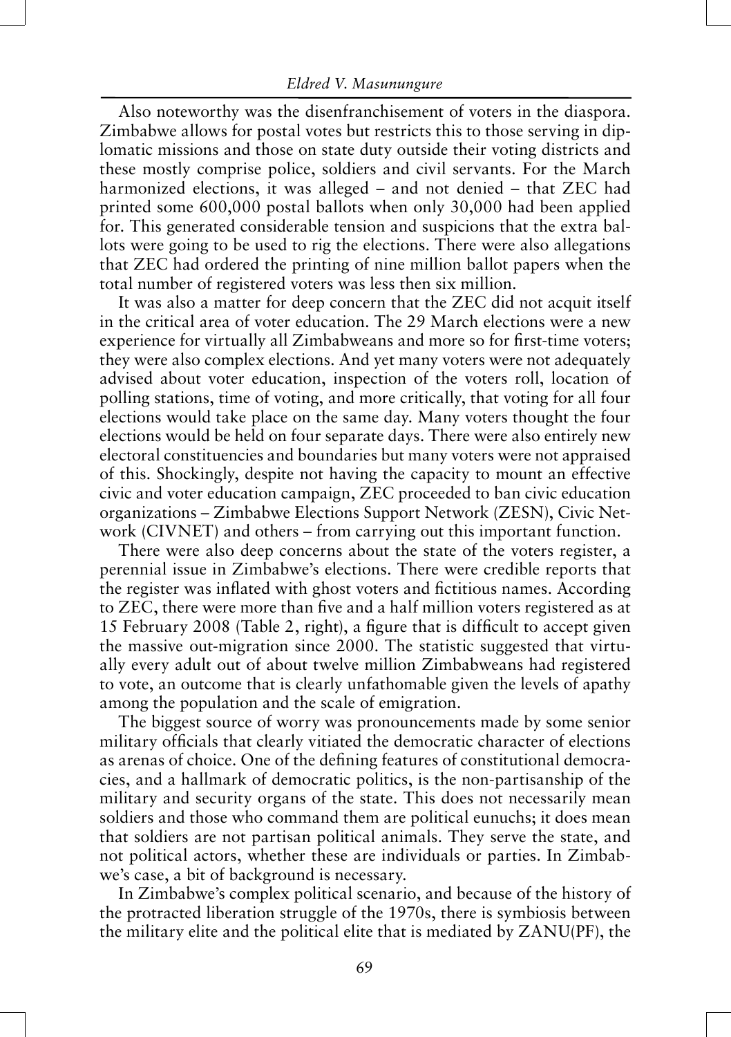Also noteworthy was the disenfranchisement of voters in the diaspora. Zimbabwe allows for postal votes but restricts this to those serving in diplomatic missions and those on state duty outside their voting districts and these mostly comprise police, soldiers and civil servants. For the March harmonized elections, it was alleged – and not denied – that ZEC had printed some 600,000 postal ballots when only 30,000 had been applied for. This generated considerable tension and suspicions that the extra ballots were going to be used to rig the elections. There were also allegations that ZEC had ordered the printing of nine million ballot papers when the total number of registered voters was less then six million.

It was also a matter for deep concern that the ZEC did not acquit itself in the critical area of voter education. The 29 March elections were a new experience for virtually all Zimbabweans and more so for first-time voters; they were also complex elections. And yet many voters were not adequately advised about voter education, inspection of the voters roll, location of polling stations, time of voting, and more critically, that voting for all four elections would take place on the same day. Many voters thought the four elections would be held on four separate days. There were also entirely new electoral constituencies and boundaries but many voters were not appraised of this. Shockingly, despite not having the capacity to mount an effective civic and voter education campaign, ZEC proceeded to ban civic education organizations – Zimbabwe Elections Support Network (ZESN), Civic Network (CIVNET) and others – from carrying out this important function.

There were also deep concerns about the state of the voters register, a perennial issue in Zimbabwe's elections. There were credible reports that the register was inflated with ghost voters and fictitious names. According to ZEC, there were more than five and a half million voters registered as at 15 February 2008 (Table 2, right), a figure that is difficult to accept given the massive out-migration since 2000. The statistic suggested that virtually every adult out of about twelve million Zimbabweans had registered to vote, an outcome that is clearly unfathomable given the levels of apathy among the population and the scale of emigration.

The biggest source of worry was pronouncements made by some senior military officials that clearly vitiated the democratic character of elections as arenas of choice. One of the defining features of constitutional democracies, and a hallmark of democratic politics, is the non-partisanship of the military and security organs of the state. This does not necessarily mean soldiers and those who command them are political eunuchs; it does mean that soldiers are not partisan political animals. They serve the state, and not political actors, whether these are individuals or parties. In Zimbabwe's case, a bit of background is necessary.

In Zimbabwe's complex political scenario, and because of the history of the protracted liberation struggle of the 1970s, there is symbiosis between the military elite and the political elite that is mediated by ZANU(PF), the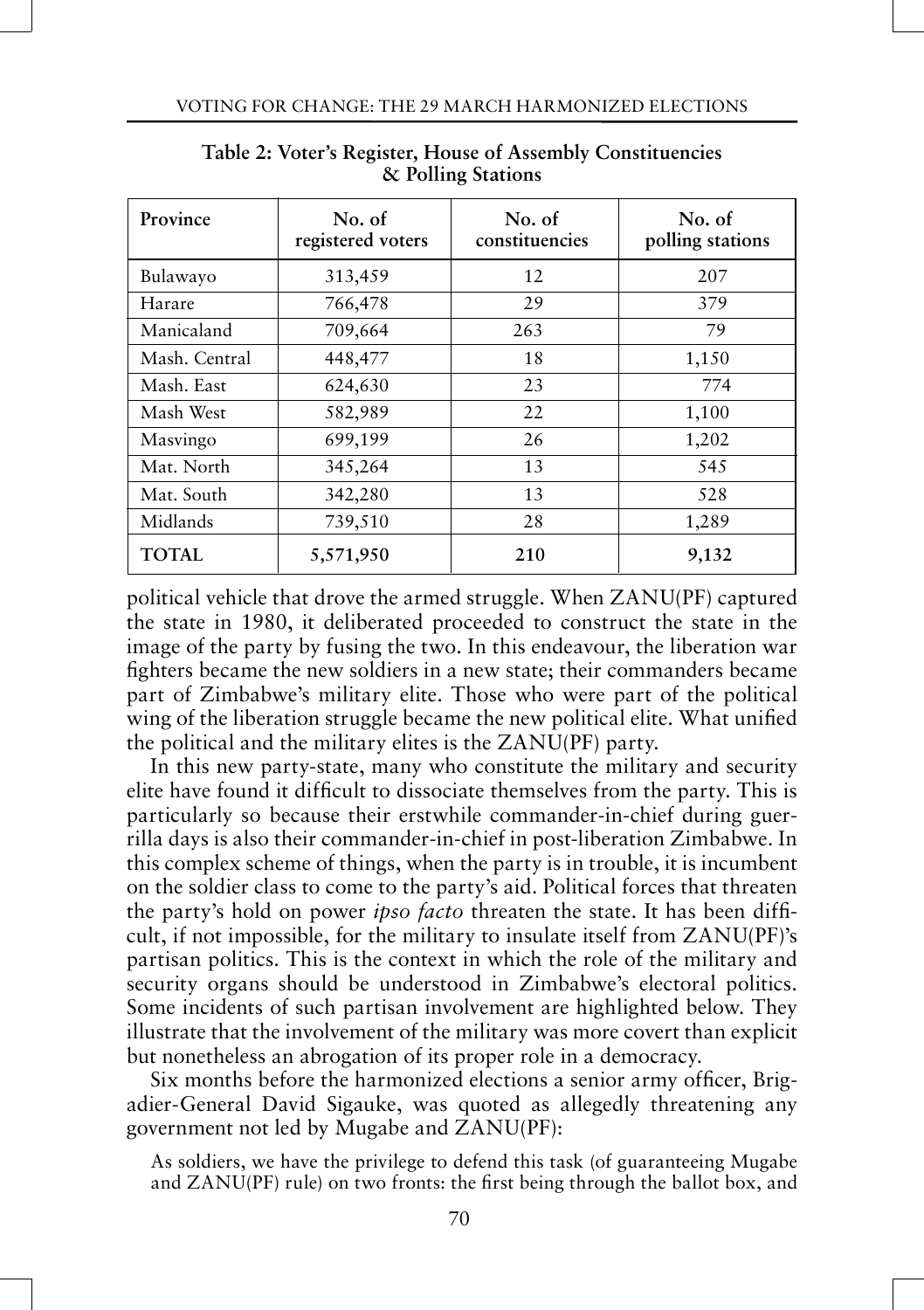**Table 2: Voter's Register, House of Assembly Constituencies & Polling Stations**

| Province | No. of registered voters | No. of constituencies | No. of polling stations |
|---|---|---|---|
| Bulawayo | 313,459 | 12 | 207 |
| Harare | 766,478 | 29 | 379 |
| Manicaland | 709,664 | 263 | 79 |
| Mash. Central | 448,477 | 18 | 1,150 |
| Mash. East | 624,630 | 23 | 774 |
| Mash West | 582,989 | 22 | 1,100 |
| Masvingo | 699,199 | 26 | 1,202 |
| Mat. North | 345,264 | 13 | 545 |
| Mat. South | 342,280 | 13 | 528 |
| Midlands | 739,510 | 28 | 1,289 |
| **TOTAL** | **5,571,950** | **210** | **9,132** |

political vehicle that drove the armed struggle. When ZANU(PF) captured the state in 1980, it deliberated proceeded to construct the state in the image of the party by fusing the two. In this endeavour, the liberation war fighters became the new soldiers in a new state; their commanders became part of Zimbabwe's military elite. Those who were part of the political wing of the liberation struggle became the new political elite. What unified the political and the military elites is the ZANU(PF) party.

In this new party-state, many who constitute the military and security elite have found it difficult to dissociate themselves from the party. This is particularly so because their erstwhile commander-in-chief during guerrilla days is also their commander-in-chief in post-liberation Zimbabwe. In this complex scheme of things, when the party is in trouble, it is incumbent on the soldier class to come to the party's aid. Political forces that threaten the party's hold on power *ipso facto* threaten the state. It has been difficult, if not impossible, for the military to insulate itself from ZANU(PF)'s partisan politics. This is the context in which the role of the military and security organs should be understood in Zimbabwe's electoral politics. Some incidents of such partisan involvement are highlighted below. They illustrate that the involvement of the military was more covert than explicit but nonetheless an abrogation of its proper role in a democracy.

Six months before the harmonized elections a senior army officer, Brigadier-General David Sigauke, was quoted as allegedly threatening any government not led by Mugabe and ZANU(PF):

> As soldiers, we have the privilege to defend this task (of guaranteeing Mugabe and ZANU(PF) rule) on two fronts: the first being through the ballot box, and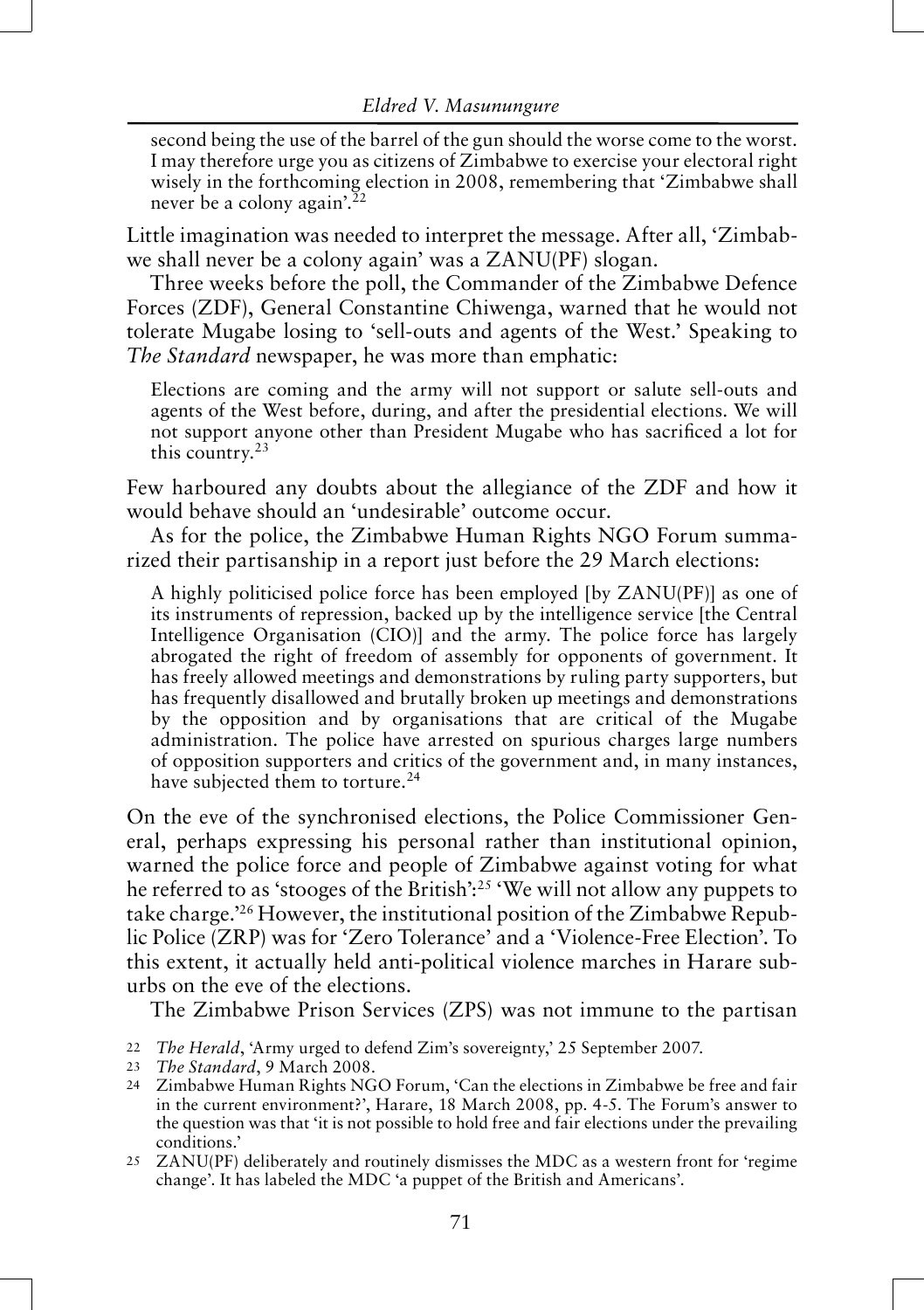> second being the use of the barrel of the gun should the worse come to the worst. I may therefore urge you as citizens of Zimbabwe to exercise your electoral right wisely in the forthcoming election in 2008, remembering that 'Zimbabwe shall never be a colony again'.[22]

Little imagination was needed to interpret the message. After all, 'Zimbabwe shall never be a colony again' was a ZANU(PF) slogan.

Three weeks before the poll, the Commander of the Zimbabwe Defence Forces (ZDF), General Constantine Chiwenga, warned that he would not tolerate Mugabe losing to 'sell-outs and agents of the West.' Speaking to *The Standard* newspaper, he was more than emphatic:

> Elections are coming and the army will not support or salute sell-outs and agents of the West before, during, and after the presidential elections. We will not support anyone other than President Mugabe who has sacrificed a lot for this country.[23]

Few harboured any doubts about the allegiance of the ZDF and how it would behave should an 'undesirable' outcome occur.

As for the police, the Zimbabwe Human Rights NGO Forum summarized their partisanship in a report just before the 29 March elections:

> A highly politicised police force has been employed [by ZANU(PF)] as one of its instruments of repression, backed up by the intelligence service [the Central Intelligence Organisation (CIO)] and the army. The police force has largely abrogated the right of freedom of assembly for opponents of government. It has freely allowed meetings and demonstrations by ruling party supporters, but has frequently disallowed and brutally broken up meetings and demonstrations by the opposition and by organisations that are critical of the Mugabe administration. The police have arrested on spurious charges large numbers of opposition supporters and critics of the government and, in many instances, have subjected them to torture.[24]

On the eve of the synchronised elections, the Police Commissioner General, perhaps expressing his personal rather than institutional opinion, warned the police force and people of Zimbabwe against voting for what he referred to as 'stooges of the British':[25] 'We will not allow any puppets to take charge.'[26] However, the institutional position of the Zimbabwe Republic Police (ZRP) was for 'Zero Tolerance' and a 'Violence-Free Election'. To this extent, it actually held anti-political violence marches in Harare suburbs on the eve of the elections.

The Zimbabwe Prison Services (ZPS) was not immune to the partisan

---

22 *The Herald*, 'Army urged to defend Zim's sovereignty,' 25 September 2007.

23 *The Standard*, 9 March 2008.

24 Zimbabwe Human Rights NGO Forum, 'Can the elections in Zimbabwe be free and fair in the current environment?', Harare, 18 March 2008, pp. 4-5. The Forum's answer to the question was that 'it is not possible to hold free and fair elections under the prevailing conditions.'

25 ZANU(PF) deliberately and routinely dismisses the MDC as a western front for 'regime change'. It has labeled the MDC 'a puppet of the British and Americans'.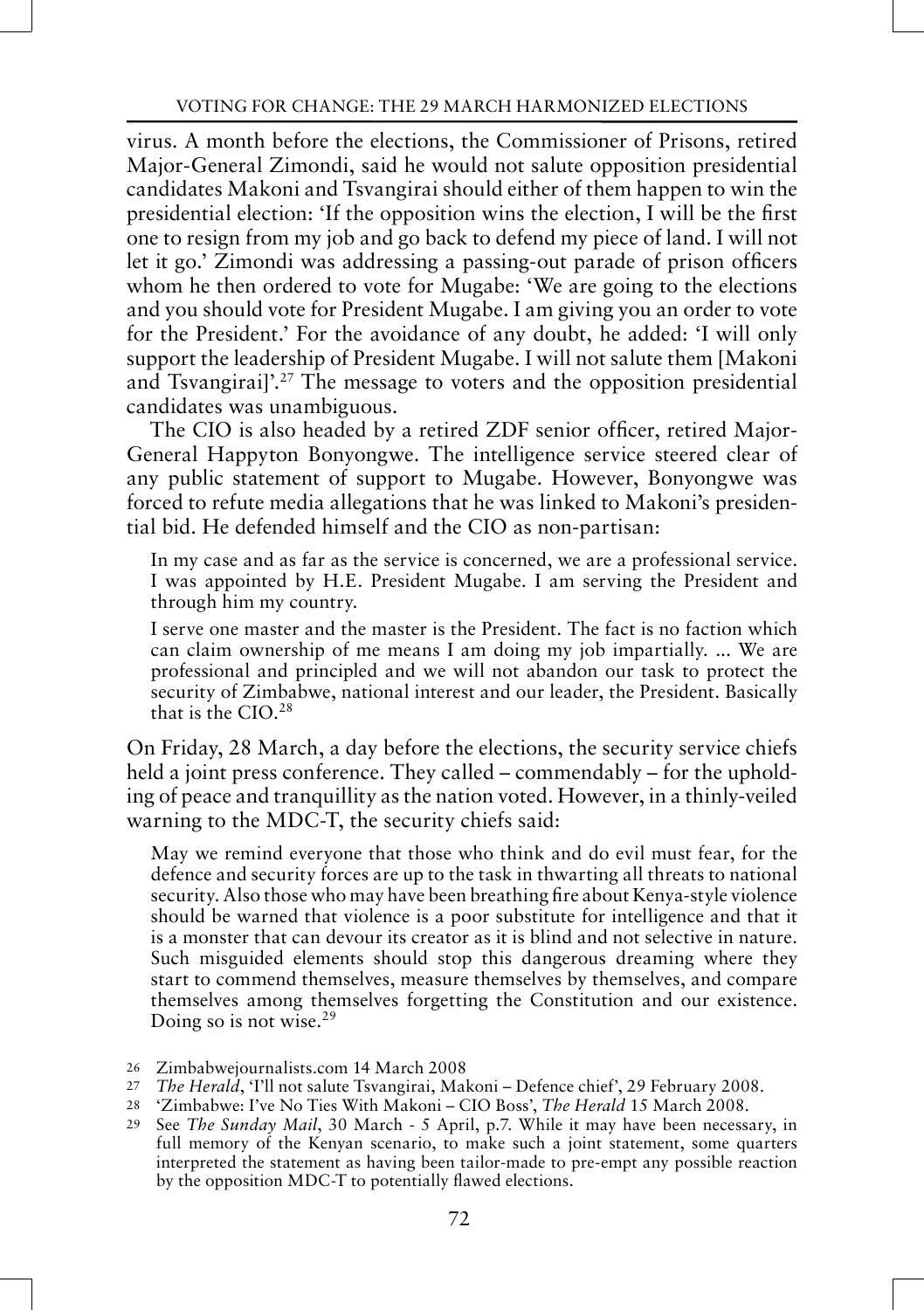virus. A month before the elections, the Commissioner of Prisons, retired Major-General Zimondi, said he would not salute opposition presidential candidates Makoni and Tsvangirai should either of them happen to win the presidential election: 'If the opposition wins the election, I will be the first one to resign from my job and go back to defend my piece of land. I will not let it go.' Zimondi was addressing a passing-out parade of prison officers whom he then ordered to vote for Mugabe: 'We are going to the elections and you should vote for President Mugabe. I am giving you an order to vote for the President.' For the avoidance of any doubt, he added: 'I will only support the leadership of President Mugabe. I will not salute them [Makoni and Tsvangirai]'.[27] The message to voters and the opposition presidential candidates was unambiguous.

The CIO is also headed by a retired ZDF senior officer, retired Major-General Happyton Bonyongwe. The intelligence service steered clear of any public statement of support to Mugabe. However, Bonyongwe was forced to refute media allegations that he was linked to Makoni's presidential bid. He defended himself and the CIO as non-partisan:

> In my case and as far as the service is concerned, we are a professional service. I was appointed by H.E. President Mugabe. I am serving the President and through him my country.
>
> I serve one master and the master is the President. The fact is no faction which can claim ownership of me means I am doing my job impartially. ... We are professional and principled and we will not abandon our task to protect the security of Zimbabwe, national interest and our leader, the President. Basically that is the CIO.[28]

On Friday, 28 March, a day before the elections, the security service chiefs held a joint press conference. They called – commendably – for the upholding of peace and tranquillity as the nation voted. However, in a thinly-veiled warning to the MDC-T, the security chiefs said:

> May we remind everyone that those who think and do evil must fear, for the defence and security forces are up to the task in thwarting all threats to national security. Also those who may have been breathing fire about Kenya-style violence should be warned that violence is a poor substitute for intelligence and that it is a monster that can devour its creator as it is blind and not selective in nature. Such misguided elements should stop this dangerous dreaming where they start to commend themselves, measure themselves by themselves, and compare themselves among themselves forgetting the Constitution and our existence. Doing so is not wise.[29]

26 Zimbabwejournalists.com 14 March 2008

27 *The Herald*, 'I'll not salute Tsvangirai, Makoni – Defence chief', 29 February 2008.

28 'Zimbabwe: I've No Ties With Makoni – CIO Boss', *The Herald* 15 March 2008.

29 See *The Sunday Mail*, 30 March - 5 April, p.7. While it may have been necessary, in full memory of the Kenyan scenario, to make such a joint statement, some quarters interpreted the statement as having been tailor-made to pre-empt any possible reaction by the opposition MDC-T to potentially flawed elections.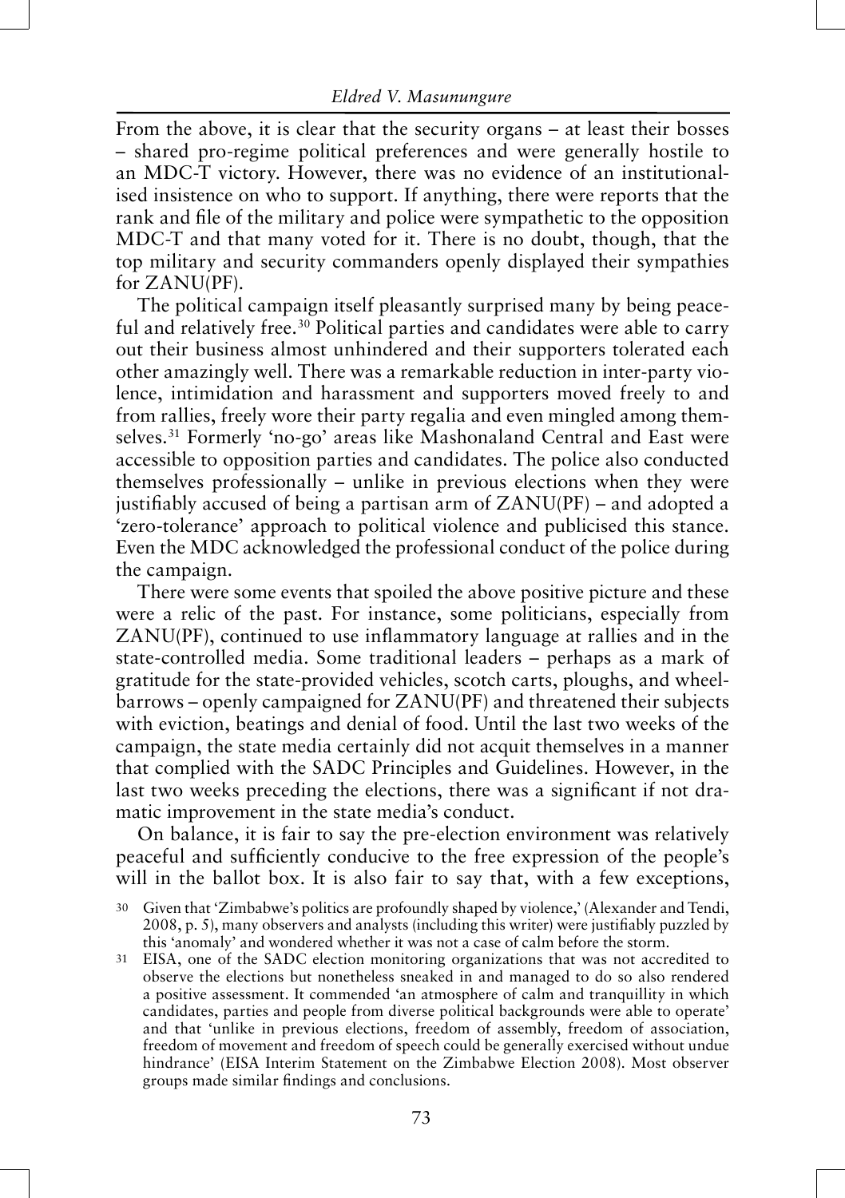From the above, it is clear that the security organs – at least their bosses – shared pro-regime political preferences and were generally hostile to an MDC-T victory. However, there was no evidence of an institutionalised insistence on who to support. If anything, there were reports that the rank and file of the military and police were sympathetic to the opposition MDC-T and that many voted for it. There is no doubt, though, that the top military and security commanders openly displayed their sympathies for ZANU(PF).

The political campaign itself pleasantly surprised many by being peaceful and relatively free.[30] Political parties and candidates were able to carry out their business almost unhindered and their supporters tolerated each other amazingly well. There was a remarkable reduction in inter-party violence, intimidation and harassment and supporters moved freely to and from rallies, freely wore their party regalia and even mingled among themselves.[31] Formerly 'no-go' areas like Mashonaland Central and East were accessible to opposition parties and candidates. The police also conducted themselves professionally – unlike in previous elections when they were justifiably accused of being a partisan arm of ZANU(PF) – and adopted a 'zero-tolerance' approach to political violence and publicised this stance. Even the MDC acknowledged the professional conduct of the police during the campaign.

There were some events that spoiled the above positive picture and these were a relic of the past. For instance, some politicians, especially from ZANU(PF), continued to use inflammatory language at rallies and in the state-controlled media. Some traditional leaders – perhaps as a mark of gratitude for the state-provided vehicles, scotch carts, ploughs, and wheelbarrows – openly campaigned for ZANU(PF) and threatened their subjects with eviction, beatings and denial of food. Until the last two weeks of the campaign, the state media certainly did not acquit themselves in a manner that complied with the SADC Principles and Guidelines. However, in the last two weeks preceding the elections, there was a significant if not dramatic improvement in the state media's conduct.

On balance, it is fair to say the pre-election environment was relatively peaceful and sufficiently conducive to the free expression of the people's will in the ballot box. It is also fair to say that, with a few exceptions,

[30] Given that 'Zimbabwe's politics are profoundly shaped by violence,' (Alexander and Tendi, 2008, p. 5), many observers and analysts (including this writer) were justifiably puzzled by this 'anomaly' and wondered whether it was not a case of calm before the storm.

[31] EISA, one of the SADC election monitoring organizations that was not accredited to observe the elections but nonetheless sneaked in and managed to do so also rendered a positive assessment. It commended 'an atmosphere of calm and tranquillity in which candidates, parties and people from diverse political backgrounds were able to operate' and that 'unlike in previous elections, freedom of assembly, freedom of association, freedom of movement and freedom of speech could be generally exercised without undue hindrance' (EISA Interim Statement on the Zimbabwe Election 2008). Most observer groups made similar findings and conclusions.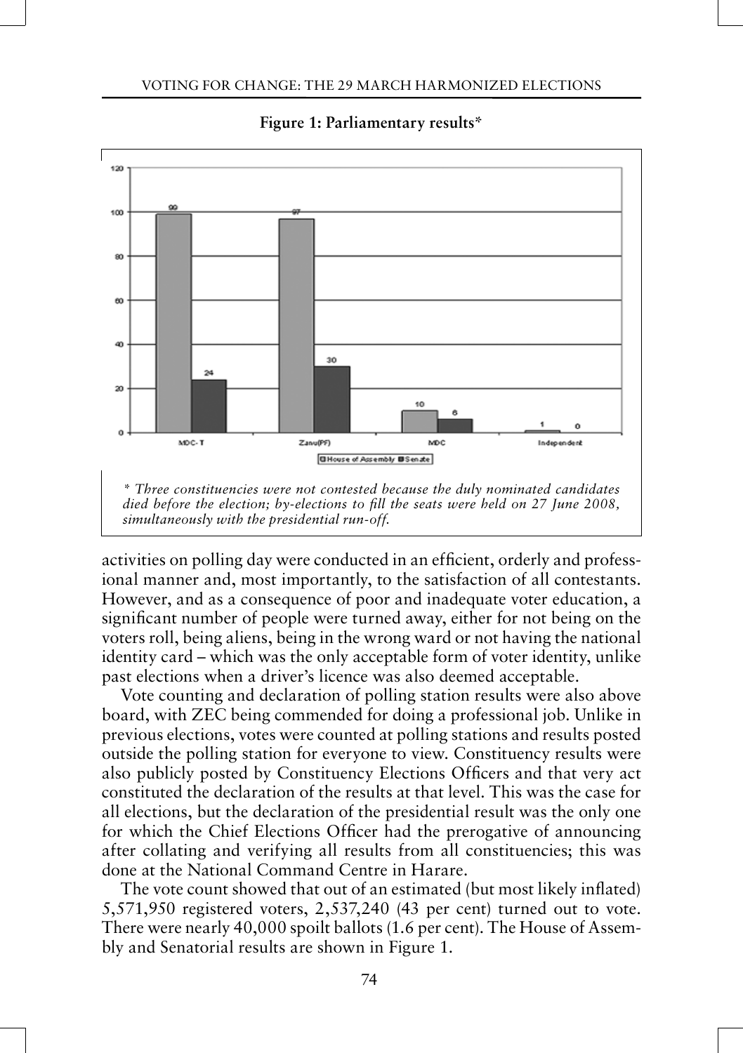**Figure 1: Parliamentary results***

| | House of Assembly | Senate |
|---|---|---|
| MDC-T | 99 | 24 |
| Zanu(PF) | 97 | 30 |
| MDC | 10 | 6 |
| Independent | 1 | 0 |

*\* Three constituencies were not contested because the duly nominated candidates died before the election; by-elections to fill the seats were held on 27 June 2008, simultaneously with the presidential run-off.*

activities on polling day were conducted in an efficient, orderly and professional manner and, most importantly, to the satisfaction of all contestants. However, and as a consequence of poor and inadequate voter education, a significant number of people were turned away, either for not being on the voters roll, being aliens, being in the wrong ward or not having the national identity card – which was the only acceptable form of voter identity, unlike past elections when a driver's licence was also deemed acceptable.

Vote counting and declaration of polling station results were also above board, with ZEC being commended for doing a professional job. Unlike in previous elections, votes were counted at polling stations and results posted outside the polling station for everyone to view. Constituency results were also publicly posted by Constituency Elections Officers and that very act constituted the declaration of the results at that level. This was the case for all elections, but the declaration of the presidential result was the only one for which the Chief Elections Officer had the prerogative of announcing after collating and verifying all results from all constituencies; this was done at the National Command Centre in Harare.

The vote count showed that out of an estimated (but most likely inflated) 5,571,950 registered voters, 2,537,240 (43 per cent) turned out to vote. There were nearly 40,000 spoilt ballots (1.6 per cent). The House of Assembly and Senatorial results are shown in Figure 1.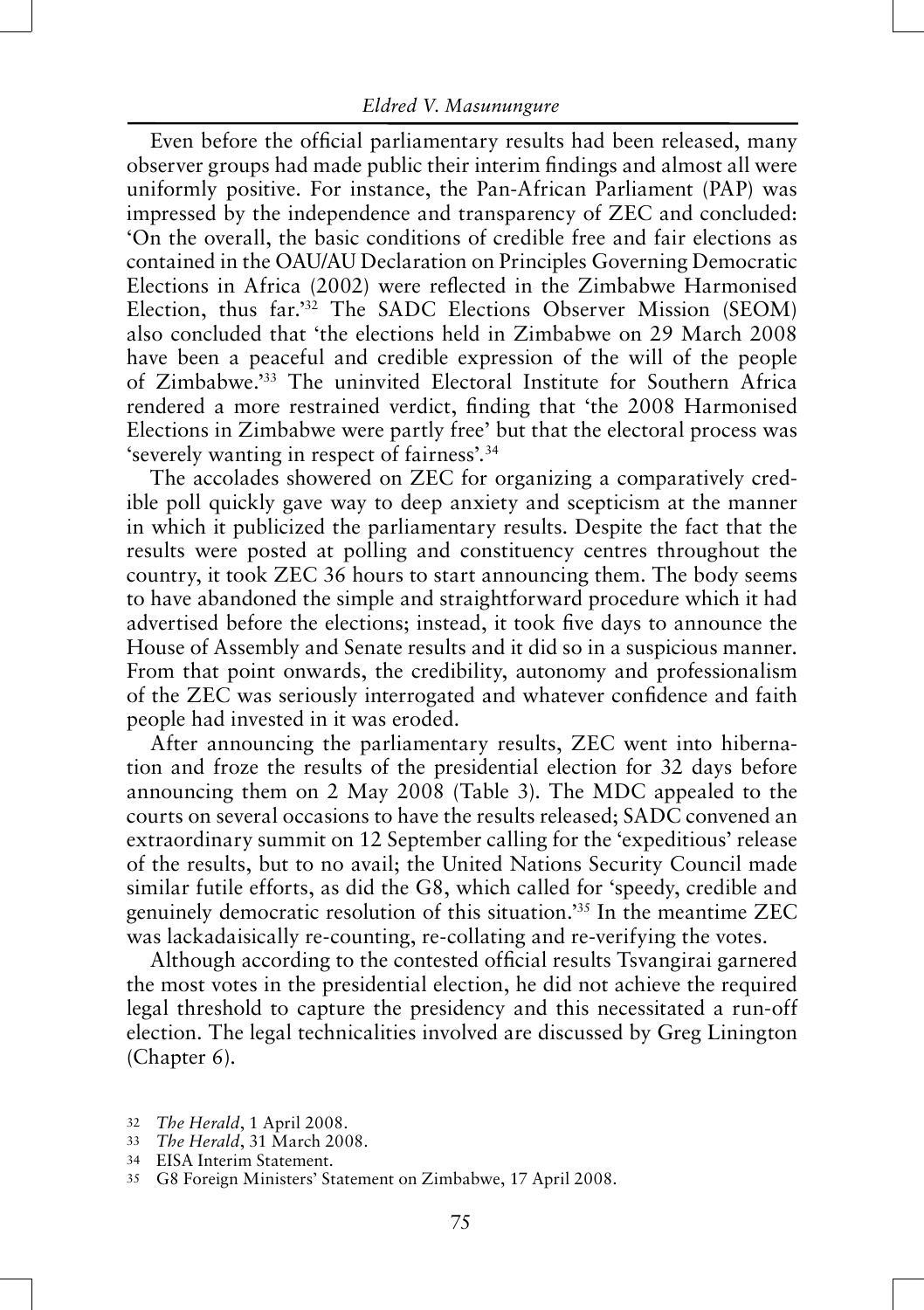Even before the official parliamentary results had been released, many observer groups had made public their interim findings and almost all were uniformly positive. For instance, the Pan-African Parliament (PAP) was impressed by the independence and transparency of ZEC and concluded: 'On the overall, the basic conditions of credible free and fair elections as contained in the OAU/AU Declaration on Principles Governing Democratic Elections in Africa (2002) were reflected in the Zimbabwe Harmonised Election, thus far.'[32] The SADC Elections Observer Mission (SEOM) also concluded that 'the elections held in Zimbabwe on 29 March 2008 have been a peaceful and credible expression of the will of the people of Zimbabwe.'[33] The uninvited Electoral Institute for Southern Africa rendered a more restrained verdict, finding that 'the 2008 Harmonised Elections in Zimbabwe were partly free' but that the electoral process was 'severely wanting in respect of fairness'.[34]

The accolades showered on ZEC for organizing a comparatively credible poll quickly gave way to deep anxiety and scepticism at the manner in which it publicized the parliamentary results. Despite the fact that the results were posted at polling and constituency centres throughout the country, it took ZEC 36 hours to start announcing them. The body seems to have abandoned the simple and straightforward procedure which it had advertised before the elections; instead, it took five days to announce the House of Assembly and Senate results and it did so in a suspicious manner. From that point onwards, the credibility, autonomy and professionalism of the ZEC was seriously interrogated and whatever confidence and faith people had invested in it was eroded.

After announcing the parliamentary results, ZEC went into hibernation and froze the results of the presidential election for 32 days before announcing them on 2 May 2008 (Table 3). The MDC appealed to the courts on several occasions to have the results released; SADC convened an extraordinary summit on 12 September calling for the 'expeditious' release of the results, but to no avail; the United Nations Security Council made similar futile efforts, as did the G8, which called for 'speedy, credible and genuinely democratic resolution of this situation.'[35] In the meantime ZEC was lackadaisically re-counting, re-collating and re-verifying the votes.

Although according to the contested official results Tsvangirai garnered the most votes in the presidential election, he did not achieve the required legal threshold to capture the presidency and this necessitated a run-off election. The legal technicalities involved are discussed by Greg Linington (Chapter 6).

[32] *The Herald*, 1 April 2008.

[33] *The Herald*, 31 March 2008.

[34] EISA Interim Statement.

[35] G8 Foreign Ministers' Statement on Zimbabwe, 17 April 2008.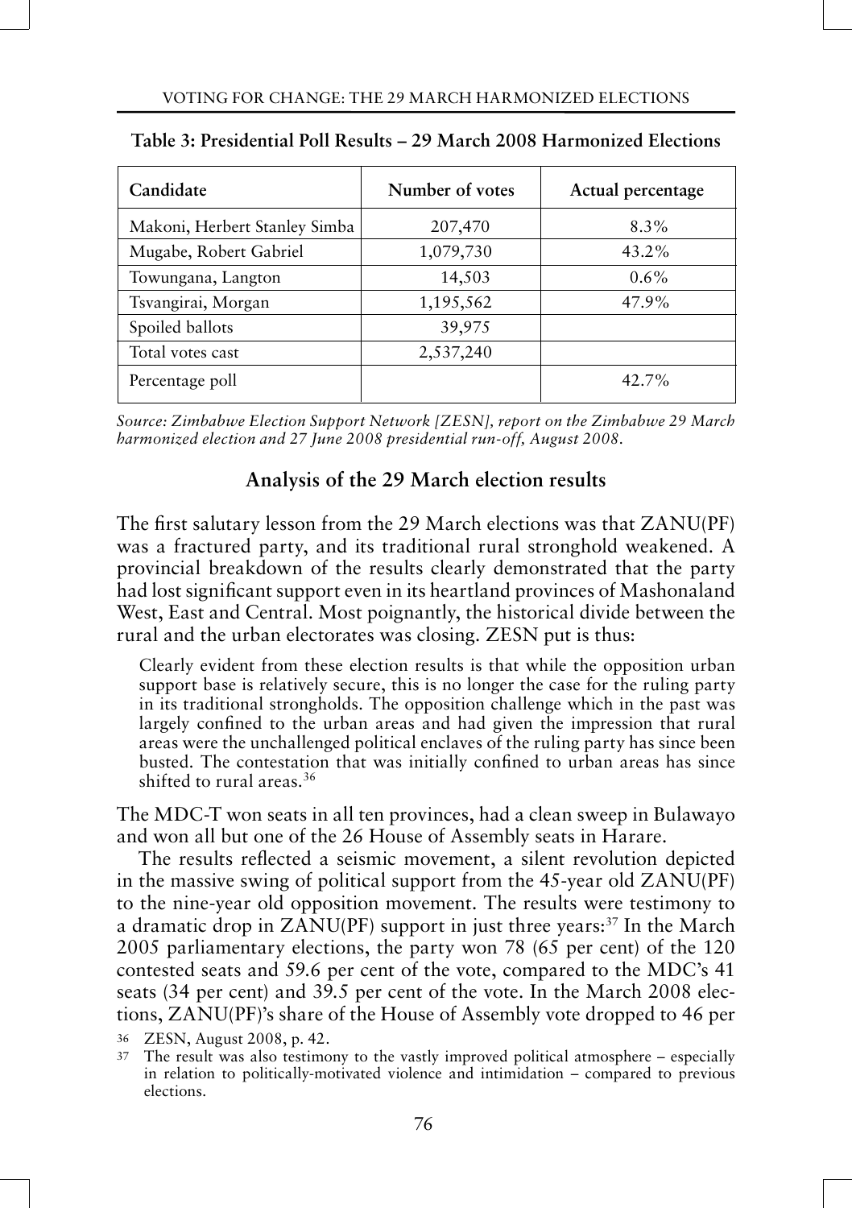**Table 3: Presidential Poll Results – 29 March 2008 Harmonized Elections**

| Candidate | Number of votes | Actual percentage |
|---|---|---|
| Makoni, Herbert Stanley Simba | 207,470 | 8.3% |
| Mugabe, Robert Gabriel | 1,079,730 | 43.2% |
| Towungana, Langton | 14,503 | 0.6% |
| Tsvangirai, Morgan | 1,195,562 | 47.9% |
| Spoiled ballots | 39,975 | |
| Total votes cast | 2,537,240 | |
| Percentage poll | | 42.7% |

*Source: Zimbabwe Election Support Network [ZESN], report on the Zimbabwe 29 March harmonized election and 27 June 2008 presidential run-off, August 2008.*

## Analysis of the 29 March election results

The first salutary lesson from the 29 March elections was that ZANU(PF) was a fractured party, and its traditional rural stronghold weakened. A provincial breakdown of the results clearly demonstrated that the party had lost significant support even in its heartland provinces of Mashonaland West, East and Central. Most poignantly, the historical divide between the rural and the urban electorates was closing. ZESN put is thus:

> Clearly evident from these election results is that while the opposition urban support base is relatively secure, this is no longer the case for the ruling party in its traditional strongholds. The opposition challenge which in the past was largely confined to the urban areas and had given the impression that rural areas were the unchallenged political enclaves of the ruling party has since been busted. The contestation that was initially confined to urban areas has since shifted to rural areas.[36]

The MDC-T won seats in all ten provinces, had a clean sweep in Bulawayo and won all but one of the 26 House of Assembly seats in Harare.

The results reflected a seismic movement, a silent revolution depicted in the massive swing of political support from the 45-year old ZANU(PF) to the nine-year old opposition movement. The results were testimony to a dramatic drop in ZANU(PF) support in just three years:[37] In the March 2005 parliamentary elections, the party won 78 (65 per cent) of the 120 contested seats and 59.6 per cent of the vote, compared to the MDC's 41 seats (34 per cent) and 39.5 per cent of the vote. In the March 2008 elections, ZANU(PF)'s share of the House of Assembly vote dropped to 46 per

36 ZESN, August 2008, p. 42.

37 The result was also testimony to the vastly improved political atmosphere – especially in relation to politically-motivated violence and intimidation – compared to previous elections.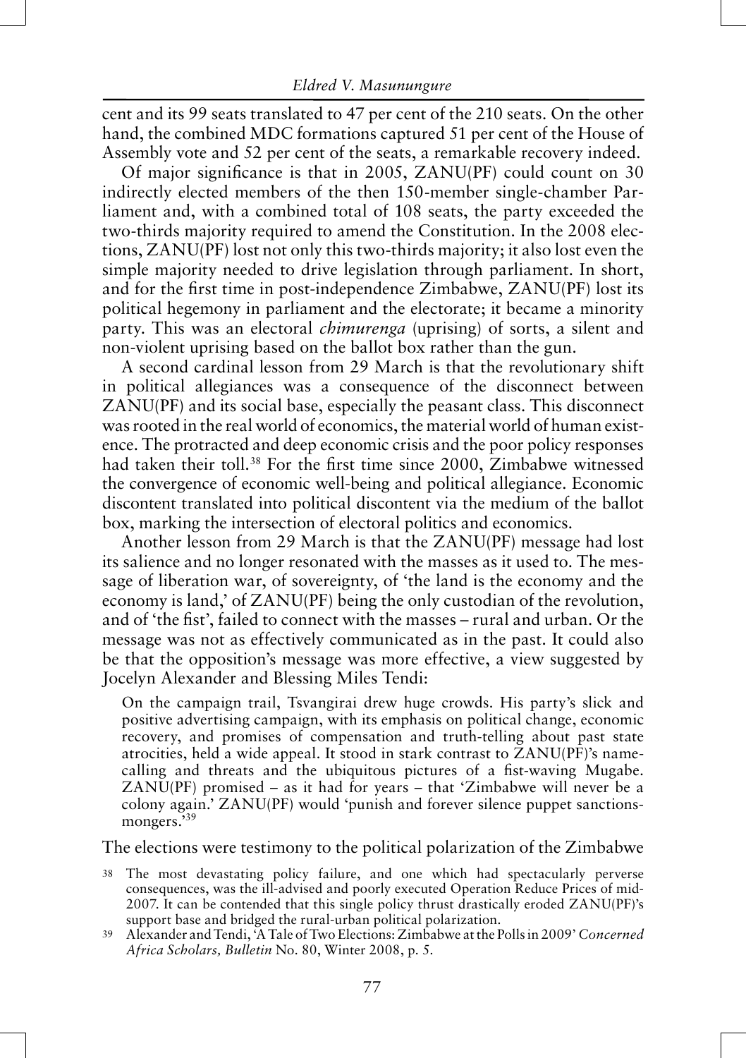cent and its 99 seats translated to 47 per cent of the 210 seats. On the other hand, the combined MDC formations captured 51 per cent of the House of Assembly vote and 52 per cent of the seats, a remarkable recovery indeed.

Of major significance is that in 2005, ZANU(PF) could count on 30 indirectly elected members of the then 150-member single-chamber Parliament and, with a combined total of 108 seats, the party exceeded the two-thirds majority required to amend the Constitution. In the 2008 elections, ZANU(PF) lost not only this two-thirds majority; it also lost even the simple majority needed to drive legislation through parliament. In short, and for the first time in post-independence Zimbabwe, ZANU(PF) lost its political hegemony in parliament and the electorate; it became a minority party. This was an electoral *chimurenga* (uprising) of sorts, a silent and non-violent uprising based on the ballot box rather than the gun.

A second cardinal lesson from 29 March is that the revolutionary shift in political allegiances was a consequence of the disconnect between ZANU(PF) and its social base, especially the peasant class. This disconnect was rooted in the real world of economics, the material world of human existence. The protracted and deep economic crisis and the poor policy responses had taken their toll.[38] For the first time since 2000, Zimbabwe witnessed the convergence of economic well-being and political allegiance. Economic discontent translated into political discontent via the medium of the ballot box, marking the intersection of electoral politics and economics.

Another lesson from 29 March is that the ZANU(PF) message had lost its salience and no longer resonated with the masses as it used to. The message of liberation war, of sovereignty, of 'the land is the economy and the economy is land,' of ZANU(PF) being the only custodian of the revolution, and of 'the fist', failed to connect with the masses – rural and urban. Or the message was not as effectively communicated as in the past. It could also be that the opposition's message was more effective, a view suggested by Jocelyn Alexander and Blessing Miles Tendi:

> On the campaign trail, Tsvangirai drew huge crowds. His party's slick and positive advertising campaign, with its emphasis on political change, economic recovery, and promises of compensation and truth-telling about past state atrocities, held a wide appeal. It stood in stark contrast to ZANU(PF)'s name-calling and threats and the ubiquitous pictures of a fist-waving Mugabe. ZANU(PF) promised – as it had for years – that 'Zimbabwe will never be a colony again.' ZANU(PF) would 'punish and forever silence puppet sanctions-mongers.'[39]

The elections were testimony to the political polarization of the Zimbabwe

---

38 The most devastating policy failure, and one which had spectacularly perverse consequences, was the ill-advised and poorly executed Operation Reduce Prices of mid-2007. It can be contended that this single policy thrust drastically eroded ZANU(PF)'s support base and bridged the rural-urban political polarization.

39 Alexander and Tendi, 'A Tale of Two Elections: Zimbabwe at the Polls in 2009' *Concerned Africa Scholars, Bulletin* No. 80, Winter 2008, p. 5.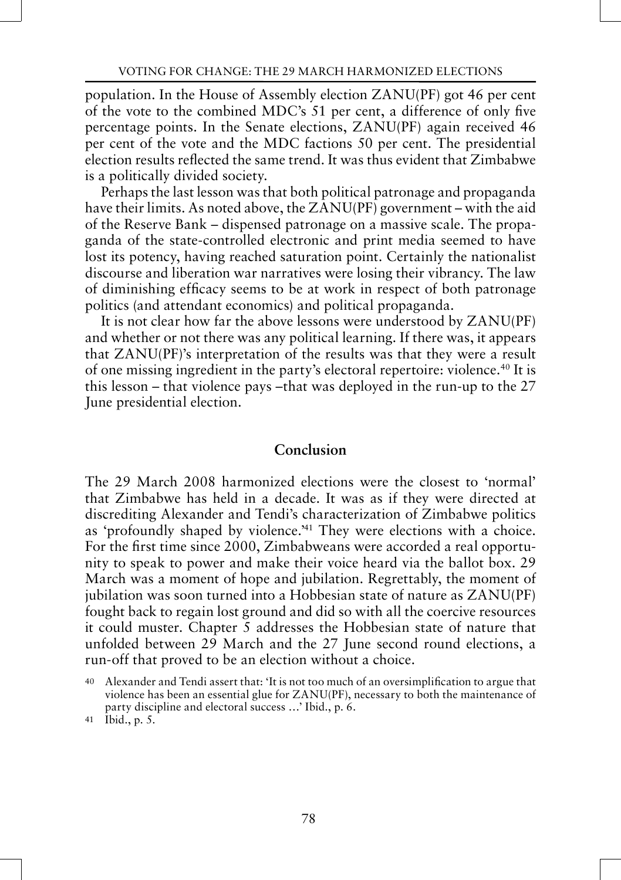population. In the House of Assembly election ZANU(PF) got 46 per cent of the vote to the combined MDC's 51 per cent, a difference of only five percentage points. In the Senate elections, ZANU(PF) again received 46 per cent of the vote and the MDC factions 50 per cent. The presidential election results reflected the same trend. It was thus evident that Zimbabwe is a politically divided society.

Perhaps the last lesson was that both political patronage and propaganda have their limits. As noted above, the ZANU(PF) government – with the aid of the Reserve Bank – dispensed patronage on a massive scale. The propaganda of the state-controlled electronic and print media seemed to have lost its potency, having reached saturation point. Certainly the nationalist discourse and liberation war narratives were losing their vibrancy. The law of diminishing efficacy seems to be at work in respect of both patronage politics (and attendant economics) and political propaganda.

It is not clear how far the above lessons were understood by ZANU(PF) and whether or not there was any political learning. If there was, it appears that ZANU(PF)'s interpretation of the results was that they were a result of one missing ingredient in the party's electoral repertoire: violence.[40] It is this lesson – that violence pays –that was deployed in the run-up to the 27 June presidential election.

## Conclusion

The 29 March 2008 harmonized elections were the closest to 'normal' that Zimbabwe has held in a decade. It was as if they were directed at discrediting Alexander and Tendi's characterization of Zimbabwe politics as 'profoundly shaped by violence.'[41] They were elections with a choice. For the first time since 2000, Zimbabweans were accorded a real opportunity to speak to power and make their voice heard via the ballot box. 29 March was a moment of hope and jubilation. Regrettably, the moment of jubilation was soon turned into a Hobbesian state of nature as ZANU(PF) fought back to regain lost ground and did so with all the coercive resources it could muster. Chapter 5 addresses the Hobbesian state of nature that unfolded between 29 March and the 27 June second round elections, a run-off that proved to be an election without a choice.

40 Alexander and Tendi assert that: 'It is not too much of an oversimplification to argue that violence has been an essential glue for ZANU(PF), necessary to both the maintenance of party discipline and electoral success …' Ibid., p. 6.

41 Ibid., p. 5.